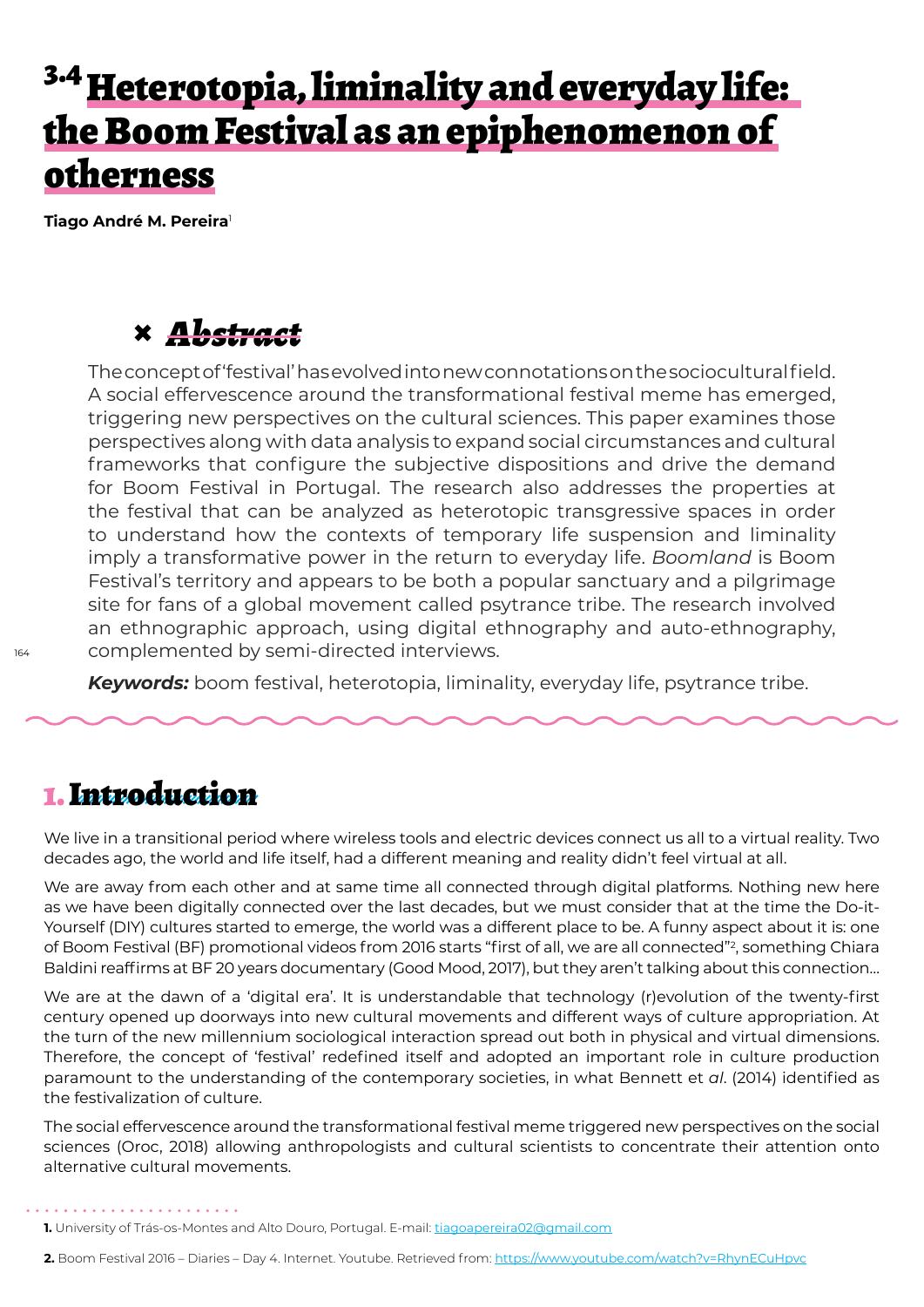# 3.4 Heterotopia, liminality and everyday life: the Boom Festival as an epiphenomenon of otherness

**Tiago André M. Pereira**[1]

## Abstract

The concept of 'festival' has evolved into new connotations on the sociocultural field. A social effervescence around the transformational festival meme has emerged, triggering new perspectives on the cultural sciences. This paper examines those perspectives along with data analysis to expand social circumstances and cultural frameworks that configure the subjective dispositions and drive the demand for Boom Festival in Portugal. The research also addresses the properties at the festival that can be analyzed as heterotopic transgressive spaces in order to understand how the contexts of temporary life suspension and liminality imply a transformative power in the return to everyday life. *Boomland* is Boom Festival's territory and appears to be both a popular sanctuary and a pilgrimage site for fans of a global movement called psytrance tribe. The research involved an ethnographic approach, using digital ethnography and auto-ethnography, complemented by semi-directed interviews.

***Keywords:*** boom festival, heterotopia, liminality, everyday life, psytrance tribe.

## 1. Introduction

We live in a transitional period where wireless tools and electric devices connect us all to a virtual reality. Two decades ago, the world and life itself, had a different meaning and reality didn't feel virtual at all.

We are away from each other and at same time all connected through digital platforms. Nothing new here as we have been digitally connected over the last decades, but we must consider that at the time the Do-it-Yourself (DIY) cultures started to emerge, the world was a different place to be. A funny aspect about it is: one of Boom Festival (BF) promotional videos from 2016 starts "first of all, we are all connected"[2], something Chiara Baldini reaffirms at BF 20 years documentary (Good Mood, 2017), but they aren't talking about this connection…

We are at the dawn of a 'digital era'. It is understandable that technology (r)evolution of the twenty-first century opened up doorways into new cultural movements and different ways of culture appropriation. At the turn of the new millennium sociological interaction spread out both in physical and virtual dimensions. Therefore, the concept of 'festival' redefined itself and adopted an important role in culture production paramount to the understanding of the contemporary societies, in what Bennett et *al*. (2014) identified as the festivalization of culture.

The social effervescence around the transformational festival meme triggered new perspectives on the social sciences (Oroc, 2018) allowing anthropologists and cultural scientists to concentrate their attention onto alternative cultural movements.

---

**1.** University of Trás-os-Montes and Alto Douro, Portugal. E-mail: tiagoapereira02@gmail.com

**2.** Boom Festival 2016 – Diaries – Day 4. Internet. Youtube. Retrieved from: https://www.youtube.com/watch?v=RhynECuHpvc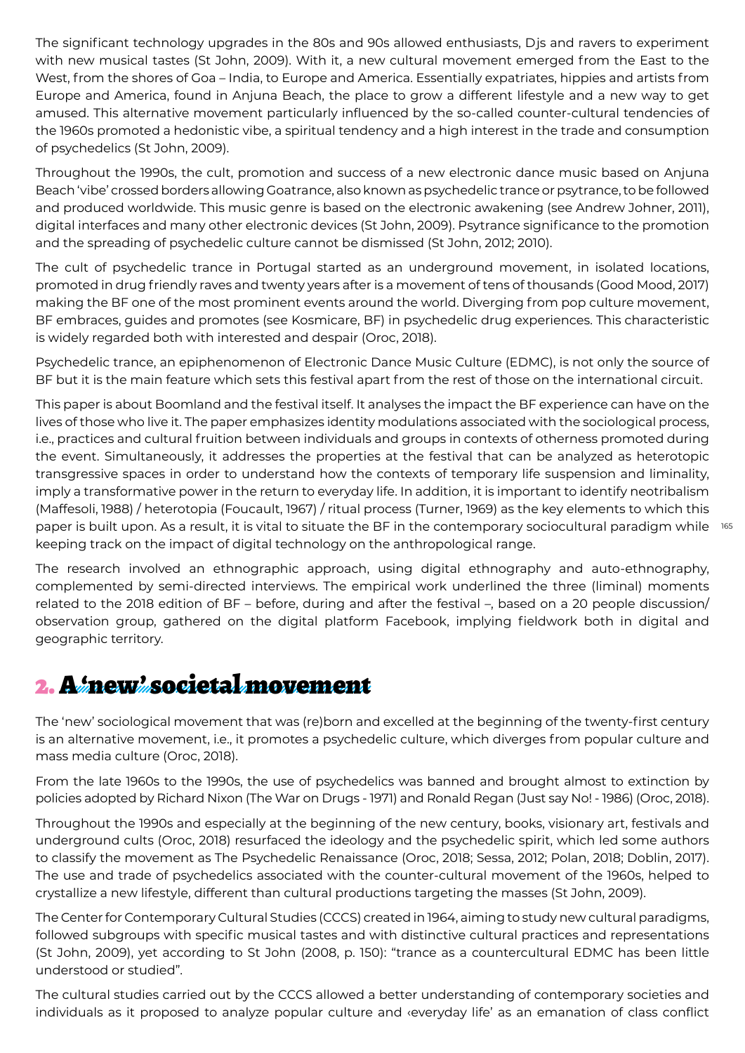The significant technology upgrades in the 80s and 90s allowed enthusiasts, Djs and ravers to experiment with new musical tastes (St John, 2009). With it, a new cultural movement emerged from the East to the West, from the shores of Goa – India, to Europe and America. Essentially expatriates, hippies and artists from Europe and America, found in Anjuna Beach, the place to grow a different lifestyle and a new way to get amused. This alternative movement particularly influenced by the so-called counter-cultural tendencies of the 1960s promoted a hedonistic vibe, a spiritual tendency and a high interest in the trade and consumption of psychedelics (St John, 2009).

Throughout the 1990s, the cult, promotion and success of a new electronic dance music based on Anjuna Beach 'vibe' crossed borders allowing Goatrance, also known as psychedelic trance or psytrance, to be followed and produced worldwide. This music genre is based on the electronic awakening (see Andrew Johner, 2011), digital interfaces and many other electronic devices (St John, 2009). Psytrance significance to the promotion and the spreading of psychedelic culture cannot be dismissed (St John, 2012; 2010).

The cult of psychedelic trance in Portugal started as an underground movement, in isolated locations, promoted in drug friendly raves and twenty years after is a movement of tens of thousands (Good Mood, 2017) making the BF one of the most prominent events around the world. Diverging from pop culture movement, BF embraces, guides and promotes (see Kosmicare, BF) in psychedelic drug experiences. This characteristic is widely regarded both with interested and despair (Oroc, 2018).

Psychedelic trance, an epiphenomenon of Electronic Dance Music Culture (EDMC), is not only the source of BF but it is the main feature which sets this festival apart from the rest of those on the international circuit.

This paper is about Boomland and the festival itself. It analyses the impact the BF experience can have on the lives of those who live it. The paper emphasizes identity modulations associated with the sociological process, i.e., practices and cultural fruition between individuals and groups in contexts of otherness promoted during the event. Simultaneously, it addresses the properties at the festival that can be analyzed as heterotopic transgressive spaces in order to understand how the contexts of temporary life suspension and liminality, imply a transformative power in the return to everyday life. In addition, it is important to identify neotribalism (Maffesoli, 1988) / heterotopia (Foucault, 1967) / ritual process (Turner, 1969) as the key elements to which this paper is built upon. As a result, it is vital to situate the BF in the contemporary sociocultural paradigm while keeping track on the impact of digital technology on the anthropological range.

The research involved an ethnographic approach, using digital ethnography and auto-ethnography, complemented by semi-directed interviews. The empirical work underlined the three (liminal) moments related to the 2018 edition of BF – before, during and after the festival –, based on a 20 people discussion/observation group, gathered on the digital platform Facebook, implying fieldwork both in digital and geographic territory.

## 2. A 'new' societal movement

The 'new' sociological movement that was (re)born and excelled at the beginning of the twenty-first century is an alternative movement, i.e., it promotes a psychedelic culture, which diverges from popular culture and mass media culture (Oroc, 2018).

From the late 1960s to the 1990s, the use of psychedelics was banned and brought almost to extinction by policies adopted by Richard Nixon (The War on Drugs - 1971) and Ronald Regan (Just say No! - 1986) (Oroc, 2018).

Throughout the 1990s and especially at the beginning of the new century, books, visionary art, festivals and underground cults (Oroc, 2018) resurfaced the ideology and the psychedelic spirit, which led some authors to classify the movement as The Psychedelic Renaissance (Oroc, 2018; Sessa, 2012; Polan, 2018; Doblin, 2017). The use and trade of psychedelics associated with the counter-cultural movement of the 1960s, helped to crystallize a new lifestyle, different than cultural productions targeting the masses (St John, 2009).

The Center for Contemporary Cultural Studies (CCCS) created in 1964, aiming to study new cultural paradigms, followed subgroups with specific musical tastes and with distinctive cultural practices and representations (St John, 2009), yet according to St John (2008, p. 150): "trance as a countercultural EDMC has been little understood or studied".

The cultural studies carried out by the CCCS allowed a better understanding of contemporary societies and individuals as it proposed to analyze popular culture and ‹everyday life' as an emanation of class conflict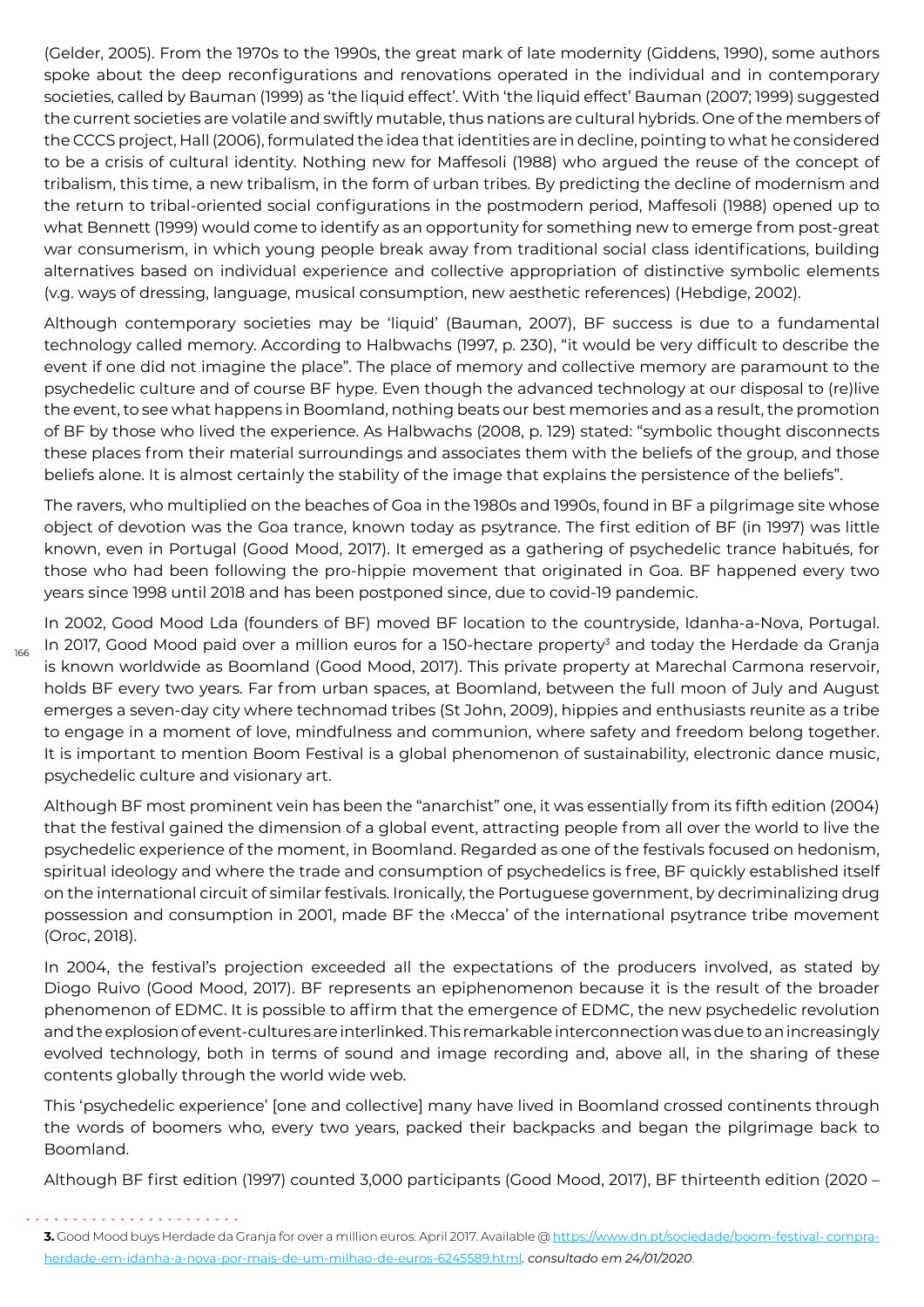(Gelder, 2005). From the 1970s to the 1990s, the great mark of late modernity (Giddens, 1990), some authors spoke about the deep reconfigurations and renovations operated in the individual and in contemporary societies, called by Bauman (1999) as 'the liquid effect'. With 'the liquid effect' Bauman (2007; 1999) suggested the current societies are volatile and swiftly mutable, thus nations are cultural hybrids. One of the members of the CCCS project, Hall (2006), formulated the idea that identities are in decline, pointing to what he considered to be a crisis of cultural identity. Nothing new for Maffesoli (1988) who argued the reuse of the concept of tribalism, this time, a new tribalism, in the form of urban tribes. By predicting the decline of modernism and the return to tribal-oriented social configurations in the postmodern period, Maffesoli (1988) opened up to what Bennett (1999) would come to identify as an opportunity for something new to emerge from post-great war consumerism, in which young people break away from traditional social class identifications, building alternatives based on individual experience and collective appropriation of distinctive symbolic elements (v.g. ways of dressing, language, musical consumption, new aesthetic references) (Hebdige, 2002).

Although contemporary societies may be 'liquid' (Bauman, 2007), BF success is due to a fundamental technology called memory. According to Halbwachs (1997, p. 230), "it would be very difficult to describe the event if one did not imagine the place". The place of memory and collective memory are paramount to the psychedelic culture and of course BF hype. Even though the advanced technology at our disposal to (re)live the event, to see what happens in Boomland, nothing beats our best memories and as a result, the promotion of BF by those who lived the experience. As Halbwachs (2008, p. 129) stated: "symbolic thought disconnects these places from their material surroundings and associates them with the beliefs of the group, and those beliefs alone. It is almost certainly the stability of the image that explains the persistence of the beliefs".

The ravers, who multiplied on the beaches of Goa in the 1980s and 1990s, found in BF a pilgrimage site whose object of devotion was the Goa trance, known today as psytrance. The first edition of BF (in 1997) was little known, even in Portugal (Good Mood, 2017). It emerged as a gathering of psychedelic trance habitués, for those who had been following the pro-hippie movement that originated in Goa. BF happened every two years since 1998 until 2018 and has been postponed since, due to covid-19 pandemic.

In 2002, Good Mood Lda (founders of BF) moved BF location to the countryside, Idanha-a-Nova, Portugal. In 2017, Good Mood paid over a million euros for a 150-hectare property[3] and today the Herdade da Granja is known worldwide as Boomland (Good Mood, 2017). This private property at Marechal Carmona reservoir, holds BF every two years. Far from urban spaces, at Boomland, between the full moon of July and August emerges a seven-day city where technomad tribes (St John, 2009), hippies and enthusiasts reunite as a tribe to engage in a moment of love, mindfulness and communion, where safety and freedom belong together. It is important to mention Boom Festival is a global phenomenon of sustainability, electronic dance music, psychedelic culture and visionary art.

Although BF most prominent vein has been the "anarchist" one, it was essentially from its fifth edition (2004) that the festival gained the dimension of a global event, attracting people from all over the world to live the psychedelic experience of the moment, in Boomland. Regarded as one of the festivals focused on hedonism, spiritual ideology and where the trade and consumption of psychedelics is free, BF quickly established itself on the international circuit of similar festivals. Ironically, the Portuguese government, by decriminalizing drug possession and consumption in 2001, made BF the ‹Mecca' of the international psytrance tribe movement (Oroc, 2018).

In 2004, the festival's projection exceeded all the expectations of the producers involved, as stated by Diogo Ruivo (Good Mood, 2017). BF represents an epiphenomenon because it is the result of the broader phenomenon of EDMC. It is possible to affirm that the emergence of EDMC, the new psychedelic revolution and the explosion of event-cultures are interlinked. This remarkable interconnection was due to an increasingly evolved technology, both in terms of sound and image recording and, above all, in the sharing of these contents globally through the world wide web.

This 'psychedelic experience' [one and collective] many have lived in Boomland crossed continents through the words of boomers who, every two years, packed their backpacks and began the pilgrimage back to Boomland.

Although BF first edition (1997) counted 3,000 participants (Good Mood, 2017), BF thirteenth edition (2020 –

---

**3.** Good Mood buys Herdade da Granja for over a million euros. April 2017. Available @ https://www.dn.pt/sociedade/boom-festival-compra-herdade-em-idanha-a-nova-por-mais-de-um-milhao-de-euros-6245589.html. *consultado em 24/01/2020*.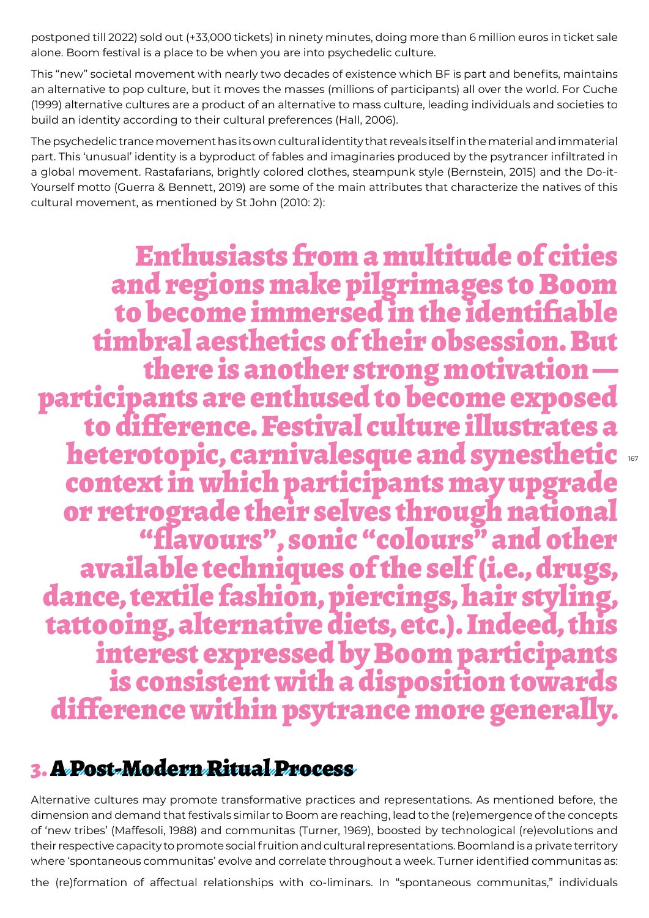postponed till 2022) sold out (+33,000 tickets) in ninety minutes, doing more than 6 million euros in ticket sale alone. Boom festival is a place to be when you are into psychedelic culture.

This "new" societal movement with nearly two decades of existence which BF is part and benefits, maintains an alternative to pop culture, but it moves the masses (millions of participants) all over the world. For Cuche (1999) alternative cultures are a product of an alternative to mass culture, leading individuals and societies to build an identity according to their cultural preferences (Hall, 2006).

The psychedelic trance movement has its own cultural identity that reveals itself in the material and immaterial part. This 'unusual' identity is a byproduct of fables and imaginaries produced by the psytrancer infiltrated in a global movement. Rastafarians, brightly colored clothes, steampunk style (Bernstein, 2015) and the Do-it-Yourself motto (Guerra & Bennett, 2019) are some of the main attributes that characterize the natives of this cultural movement, as mentioned by St John (2010: 2):

> **Enthusiasts from a multitude of cities and regions make pilgrimages to Boom to become immersed in the identifiable timbral aesthetics of their obsession. But there is another strong motivation — participants are enthused to become exposed to difference. Festival culture illustrates a heterotopic, carnivalesque and synesthetic context in which participants may upgrade or retrograde their selves through national "flavours", sonic "colours" and other available techniques of the self (i.e., drugs, dance, textile fashion, piercings, hair styling, tattooing, alternative diets, etc.). Indeed, this interest expressed by Boom participants is consistent with a disposition towards difference within psytrance more generally.**

## 3. A Post-Modern Ritual Process

Alternative cultures may promote transformative practices and representations. As mentioned before, the dimension and demand that festivals similar to Boom are reaching, lead to the (re)emergence of the concepts of 'new tribes' (Maffesoli, 1988) and communitas (Turner, 1969), boosted by technological (re)evolutions and their respective capacity to promote social fruition and cultural representations. Boomland is a private territory where 'spontaneous communitas' evolve and correlate throughout a week. Turner identified communitas as:

the (re)formation of affectual relationships with co-liminars. In "spontaneous communitas," individuals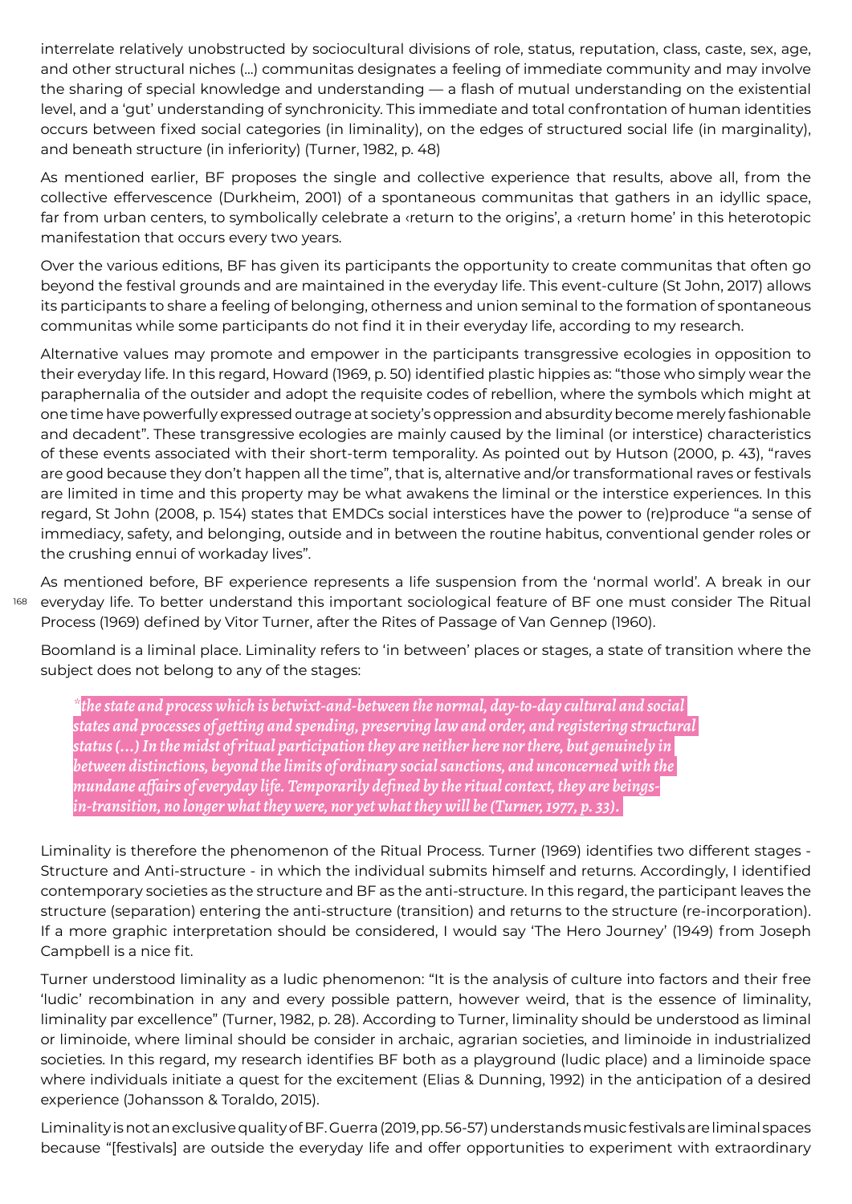interrelate relatively unobstructed by sociocultural divisions of role, status, reputation, class, caste, sex, age, and other structural niches (…) communitas designates a feeling of immediate community and may involve the sharing of special knowledge and understanding — a flash of mutual understanding on the existential level, and a 'gut' understanding of synchronicity. This immediate and total confrontation of human identities occurs between fixed social categories (in liminality), on the edges of structured social life (in marginality), and beneath structure (in inferiority) (Turner, 1982, p. 48)

As mentioned earlier, BF proposes the single and collective experience that results, above all, from the collective effervescence (Durkheim, 2001) of a spontaneous communitas that gathers in an idyllic space, far from urban centers, to symbolically celebrate a ‹return to the origins', a ‹return home' in this heterotopic manifestation that occurs every two years.

Over the various editions, BF has given its participants the opportunity to create communitas that often go beyond the festival grounds and are maintained in the everyday life. This event-culture (St John, 2017) allows its participants to share a feeling of belonging, otherness and union seminal to the formation of spontaneous communitas while some participants do not find it in their everyday life, according to my research.

Alternative values may promote and empower in the participants transgressive ecologies in opposition to their everyday life. In this regard, Howard (1969, p. 50) identified plastic hippies as: "those who simply wear the paraphernalia of the outsider and adopt the requisite codes of rebellion, where the symbols which might at one time have powerfully expressed outrage at society's oppression and absurdity become merely fashionable and decadent". These transgressive ecologies are mainly caused by the liminal (or interstice) characteristics of these events associated with their short-term temporality. As pointed out by Hutson (2000, p. 43), "raves are good because they don't happen all the time", that is, alternative and/or transformational raves or festivals are limited in time and this property may be what awakens the liminal or the interstice experiences. In this regard, St John (2008, p. 154) states that EMDCs social interstices have the power to (re)produce "a sense of immediacy, safety, and belonging, outside and in between the routine habitus, conventional gender roles or the crushing ennui of workaday lives".

As mentioned before, BF experience represents a life suspension from the 'normal world'. A break in our everyday life. To better understand this important sociological feature of BF one must consider The Ritual Process (1969) defined by Vitor Turner, after the Rites of Passage of Van Gennep (1960).

Boomland is a liminal place. Liminality refers to 'in between' places or stages, a state of transition where the subject does not belong to any of the stages:

> *"the state and process which is betwixt-and-between the normal, day-to-day cultural and social states and processes of getting and spending, preserving law and order, and registering structural status (…) In the midst of ritual participation they are neither here nor there, but genuinely in between distinctions, beyond the limits of ordinary social sanctions, and unconcerned with the mundane affairs of everyday life. Temporarily defined by the ritual context, they are beings-in-transition, no longer what they were, nor yet what they will be (Turner, 1977, p. 33).*

Liminality is therefore the phenomenon of the Ritual Process. Turner (1969) identifies two different stages - Structure and Anti-structure - in which the individual submits himself and returns. Accordingly, I identified contemporary societies as the structure and BF as the anti-structure. In this regard, the participant leaves the structure (separation) entering the anti-structure (transition) and returns to the structure (re-incorporation). If a more graphic interpretation should be considered, I would say 'The Hero Journey' (1949) from Joseph Campbell is a nice fit.

Turner understood liminality as a ludic phenomenon: "It is the analysis of culture into factors and their free 'ludic' recombination in any and every possible pattern, however weird, that is the essence of liminality, liminality par excellence" (Turner, 1982, p. 28). According to Turner, liminality should be understood as liminal or liminoide, where liminal should be consider in archaic, agrarian societies, and liminoide in industrialized societies. In this regard, my research identifies BF both as a playground (ludic place) and a liminoide space where individuals initiate a quest for the excitement (Elias & Dunning, 1992) in the anticipation of a desired experience (Johansson & Toraldo, 2015).

Liminality is not an exclusive quality of BF. Guerra (2019, pp. 56-57) understands music festivals are liminal spaces because "[festivals] are outside the everyday life and offer opportunities to experiment with extraordinary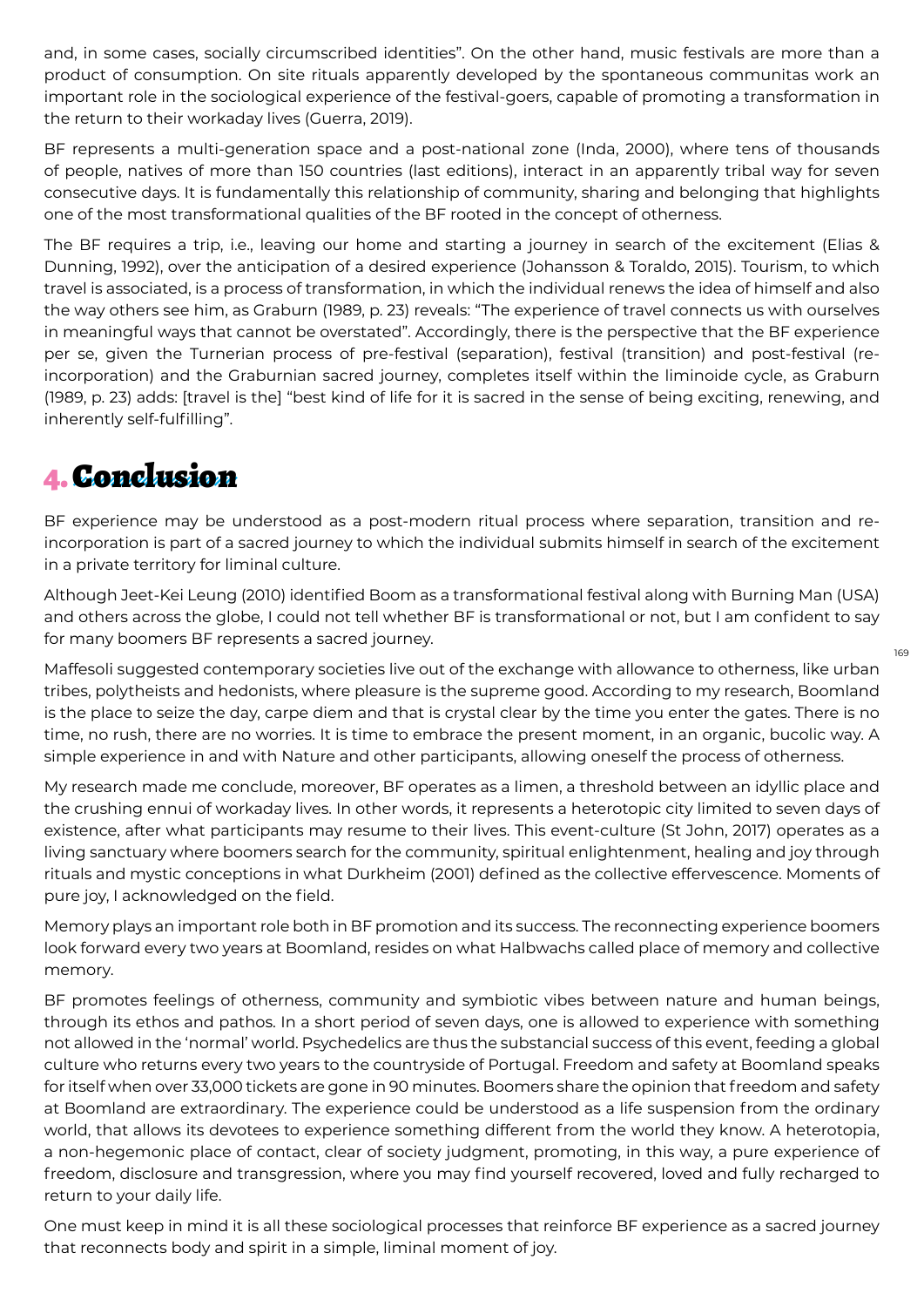and, in some cases, socially circumscribed identities". On the other hand, music festivals are more than a product of consumption. On site rituals apparently developed by the spontaneous communitas work an important role in the sociological experience of the festival-goers, capable of promoting a transformation in the return to their workaday lives (Guerra, 2019).

BF represents a multi-generation space and a post-national zone (Inda, 2000), where tens of thousands of people, natives of more than 150 countries (last editions), interact in an apparently tribal way for seven consecutive days. It is fundamentally this relationship of community, sharing and belonging that highlights one of the most transformational qualities of the BF rooted in the concept of otherness.

The BF requires a trip, i.e., leaving our home and starting a journey in search of the excitement (Elias & Dunning, 1992), over the anticipation of a desired experience (Johansson & Toraldo, 2015). Tourism, to which travel is associated, is a process of transformation, in which the individual renews the idea of himself and also the way others see him, as Graburn (1989, p. 23) reveals: "The experience of travel connects us with ourselves in meaningful ways that cannot be overstated". Accordingly, there is the perspective that the BF experience per se, given the Turnerian process of pre-festival (separation), festival (transition) and post-festival (re-incorporation) and the Graburnian sacred journey, completes itself within the liminoide cycle, as Graburn (1989, p. 23) adds: [travel is the] "best kind of life for it is sacred in the sense of being exciting, renewing, and inherently self-fulfilling".

# 4. Conclusion

BF experience may be understood as a post-modern ritual process where separation, transition and re-incorporation is part of a sacred journey to which the individual submits himself in search of the excitement in a private territory for liminal culture.

Although Jeet-Kei Leung (2010) identified Boom as a transformational festival along with Burning Man (USA) and others across the globe, I could not tell whether BF is transformational or not, but I am confident to say for many boomers BF represents a sacred journey.

Maffesoli suggested contemporary societies live out of the exchange with allowance to otherness, like urban tribes, polytheists and hedonists, where pleasure is the supreme good. According to my research, Boomland is the place to seize the day, carpe diem and that is crystal clear by the time you enter the gates. There is no time, no rush, there are no worries. It is time to embrace the present moment, in an organic, bucolic way. A simple experience in and with Nature and other participants, allowing oneself the process of otherness.

My research made me conclude, moreover, BF operates as a limen, a threshold between an idyllic place and the crushing ennui of workaday lives. In other words, it represents a heterotopic city limited to seven days of existence, after what participants may resume to their lives. This event-culture (St John, 2017) operates as a living sanctuary where boomers search for the community, spiritual enlightenment, healing and joy through rituals and mystic conceptions in what Durkheim (2001) defined as the collective effervescence. Moments of pure joy, I acknowledged on the field.

Memory plays an important role both in BF promotion and its success. The reconnecting experience boomers look forward every two years at Boomland, resides on what Halbwachs called place of memory and collective memory.

BF promotes feelings of otherness, community and symbiotic vibes between nature and human beings, through its ethos and pathos. In a short period of seven days, one is allowed to experience with something not allowed in the 'normal' world. Psychedelics are thus the substancial success of this event, feeding a global culture who returns every two years to the countryside of Portugal. Freedom and safety at Boomland speaks for itself when over 33,000 tickets are gone in 90 minutes. Boomers share the opinion that freedom and safety at Boomland are extraordinary. The experience could be understood as a life suspension from the ordinary world, that allows its devotees to experience something different from the world they know. A heterotopia, a non-hegemonic place of contact, clear of society judgment, promoting, in this way, a pure experience of freedom, disclosure and transgression, where you may find yourself recovered, loved and fully recharged to return to your daily life.

One must keep in mind it is all these sociological processes that reinforce BF experience as a sacred journey that reconnects body and spirit in a simple, liminal moment of joy.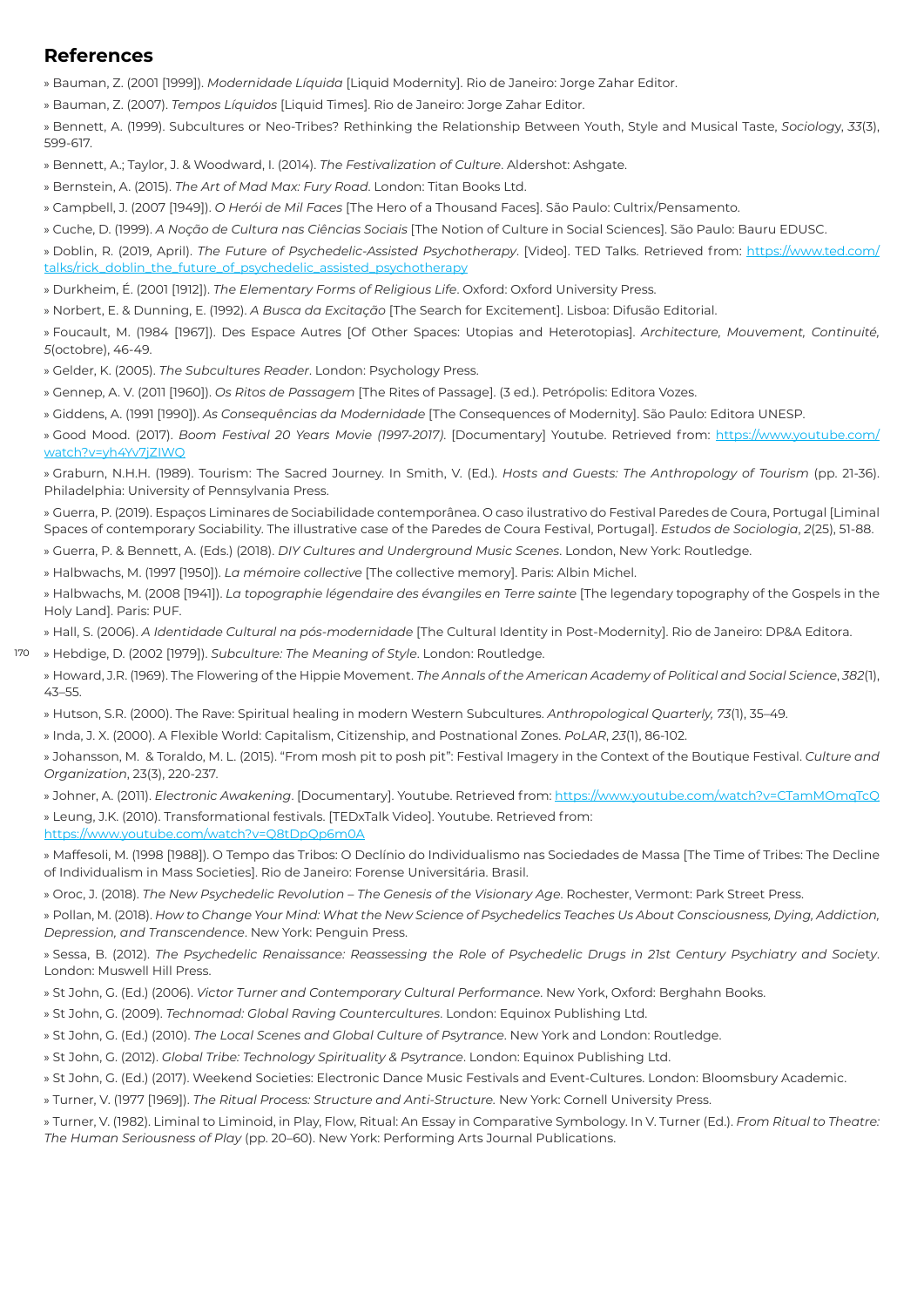## References

» Bauman, Z. (2001 [1999]). *Modernidade Líquida* [Liquid Modernity]. Rio de Janeiro: Jorge Zahar Editor.

» Bauman, Z. (2007). *Tempos Líquidos* [Liquid Times]. Rio de Janeiro: Jorge Zahar Editor.

» Bennett, A. (1999). Subcultures or Neo-Tribes? Rethinking the Relationship Between Youth, Style and Musical Taste, *Sociology*, *33*(3), 599-617.

» Bennett, A.; Taylor, J. & Woodward, I. (2014). *The Festivalization of Culture*. Aldershot: Ashgate.

» Bernstein, A. (2015). *The Art of Mad Max: Fury Road*. London: Titan Books Ltd.

» Campbell, J. (2007 [1949]). *O Herói de Mil Faces* [The Hero of a Thousand Faces]. São Paulo: Cultrix/Pensamento.

» Cuche, D. (1999). *A Noção de Cultura nas Ciências Sociais* [The Notion of Culture in Social Sciences]. São Paulo: Bauru EDUSC.

» Doblin, R. (2019, April). *The Future of Psychedelic-Assisted Psychotherapy*. [Video]. TED Talks. Retrieved from: https://www.ted.com/talks/rick_doblin_the_future_of_psychedelic_assisted_psychotherapy

» Durkheim, É. (2001 [1912]). *The Elementary Forms of Religious Life*. Oxford: Oxford University Press.

» Norbert, E. & Dunning, E. (1992). *A Busca da Excitação* [The Search for Excitement]. Lisboa: Difusão Editorial.

» Foucault, M. (1984 [1967]). Des Espace Autres [Of Other Spaces: Utopias and Heterotopias]. *Architecture, Mouvement, Continuité, 5*(octobre), 46-49.

» Gelder, K. (2005). *The Subcultures Reader*. London: Psychology Press.

» Gennep, A. V. (2011 [1960]). *Os Ritos de Passagem* [The Rites of Passage]. (3 ed.). Petrópolis: Editora Vozes.

» Giddens, A. (1991 [1990]). *As Consequências da Modernidade* [The Consequences of Modernity]. São Paulo: Editora UNESP.

» Good Mood. (2017). *Boom Festival 20 Years Movie (1997-2017).* [Documentary] Youtube. Retrieved from: https://www.youtube.com/watch?v=yh4Yv7jZIWQ

» Graburn, N.H.H. (1989). Tourism: The Sacred Journey. In Smith, V. (Ed.). *Hosts and Guests: The Anthropology of Tourism* (pp. 21-36). Philadelphia: University of Pennsylvania Press.

» Guerra, P. (2019). Espaços Liminares de Sociabilidade contemporânea. O caso ilustrativo do Festival Paredes de Coura, Portugal [Liminal Spaces of contemporary Sociability. The illustrative case of the Paredes de Coura Festival, Portugal]. *Estudos de Sociologia*, *2*(25), 51-88.

» Guerra, P. & Bennett, A. (Eds.) (2018). *DIY Cultures and Underground Music Scenes*. London, New York: Routledge.

» Halbwachs, M. (1997 [1950]). *La mémoire collective* [The collective memory]. Paris: Albin Michel.

» Halbwachs, M. (2008 [1941]). *La topographie légendaire des évangiles en Terre sainte* [The legendary topography of the Gospels in the Holy Land]. Paris: PUF.

» Hall, S. (2006). *A Identidade Cultural na pós-modernidade* [The Cultural Identity in Post-Modernity]. Rio de Janeiro: DP&A Editora.

» Hebdige, D. (2002 [1979]). *Subculture: The Meaning of Style*. London: Routledge.

» Howard, J.R. (1969). The Flowering of the Hippie Movement. *The Annals of the American Academy of Political and Social Science*, *382*(1), 43–55.

» Hutson, S.R. (2000). The Rave: Spiritual healing in modern Western Subcultures. *Anthropological Quarterly, 73*(1), 35–49.

» Inda, J. X. (2000). A Flexible World: Capitalism, Citizenship, and Postnational Zones. *PoLAR*, *23*(1), 86-102.

» Johansson, M. & Toraldo, M. L. (2015). "From mosh pit to posh pit": Festival Imagery in the Context of the Boutique Festival. *Culture and Organization*, 23(3), 220-237.

» Johner, A. (2011). *Electronic Awakening*. [Documentary]. Youtube. Retrieved from: https://www.youtube.com/watch?v=CTamMOmqTcQ

» Leung, J.K. (2010). Transformational festivals. [TEDxTalk Video]. Youtube. Retrieved from: https://www.youtube.com/watch?v=Q8tDpQp6m0A

» Maffesoli, M. (1998 [1988]). O Tempo das Tribos: O Declínio do Individualismo nas Sociedades de Massa [The Time of Tribes: The Decline of Individualism in Mass Societies]. Rio de Janeiro: Forense Universitária. Brasil.

» Oroc, J. (2018). *The New Psychedelic Revolution – The Genesis of the Visionary Age*. Rochester, Vermont: Park Street Press.

» Pollan, M. (2018). *How to Change Your Mind: What the New Science of Psychedelics Teaches Us About Consciousness, Dying, Addiction, Depression, and Transcendence*. New York: Penguin Press.

» Sessa, B. (2012). *The Psychedelic Renaissance: Reassessing the Role of Psychedelic Drugs in 21st Century Psychiatry and Society*. London: Muswell Hill Press.

» St John, G. (Ed.) (2006). *Victor Turner and Contemporary Cultural Performance*. New York, Oxford: Berghahn Books.

» St John, G. (2009). *Technomad: Global Raving Countercultures*. London: Equinox Publishing Ltd.

» St John, G. (Ed.) (2010). *The Local Scenes and Global Culture of Psytrance*. New York and London: Routledge.

» St John, G. (2012). *Global Tribe: Technology Spirituality & Psytrance*. London: Equinox Publishing Ltd.

» St John, G. (Ed.) (2017). Weekend Societies: Electronic Dance Music Festivals and Event-Cultures. London: Bloomsbury Academic.

» Turner, V. (1977 [1969]). *The Ritual Process: Structure and Anti-Structure*. New York: Cornell University Press.

» Turner, V. (1982). Liminal to Liminoid, in Play, Flow, Ritual: An Essay in Comparative Symbology. In V. Turner (Ed.). *From Ritual to Theatre: The Human Seriousness of Play* (pp. 20–60). New York: Performing Arts Journal Publications.